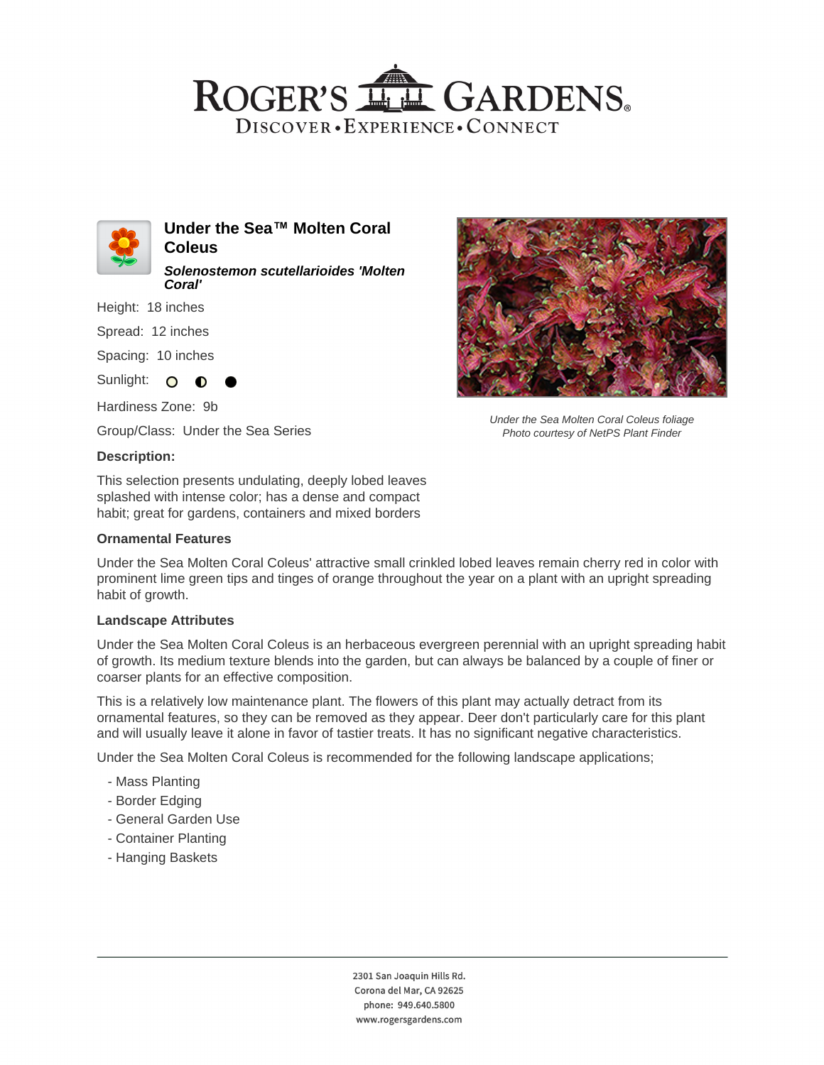# Under the Sea™ Molten Coral Coleus

***Solenostemon scutellarioides 'Molten Coral'***

Height: 18 inches

Spread: 12 inches

Spacing: 10 inches

Sunlight: ○ ◐ ●

Hardiness Zone: 9b

Group/Class: Under the Sea Series

*Under the Sea Molten Coral Coleus foliage*
*Photo courtesy of NetPS Plant Finder*

**Description:**

This selection presents undulating, deeply lobed leaves splashed with intense color; has a dense and compact habit; great for gardens, containers and mixed borders

### Ornamental Features

Under the Sea Molten Coral Coleus' attractive small crinkled lobed leaves remain cherry red in color with prominent lime green tips and tinges of orange throughout the year on a plant with an upright spreading habit of growth.

### Landscape Attributes

Under the Sea Molten Coral Coleus is an herbaceous evergreen perennial with an upright spreading habit of growth. Its medium texture blends into the garden, but can always be balanced by a couple of finer or coarser plants for an effective composition.

This is a relatively low maintenance plant. The flowers of this plant may actually detract from its ornamental features, so they can be removed as they appear. Deer don't particularly care for this plant and will usually leave it alone in favor of tastier treats. It has no significant negative characteristics.

Under the Sea Molten Coral Coleus is recommended for the following landscape applications;

- Mass Planting
- Border Edging
- General Garden Use
- Container Planting
- Hanging Baskets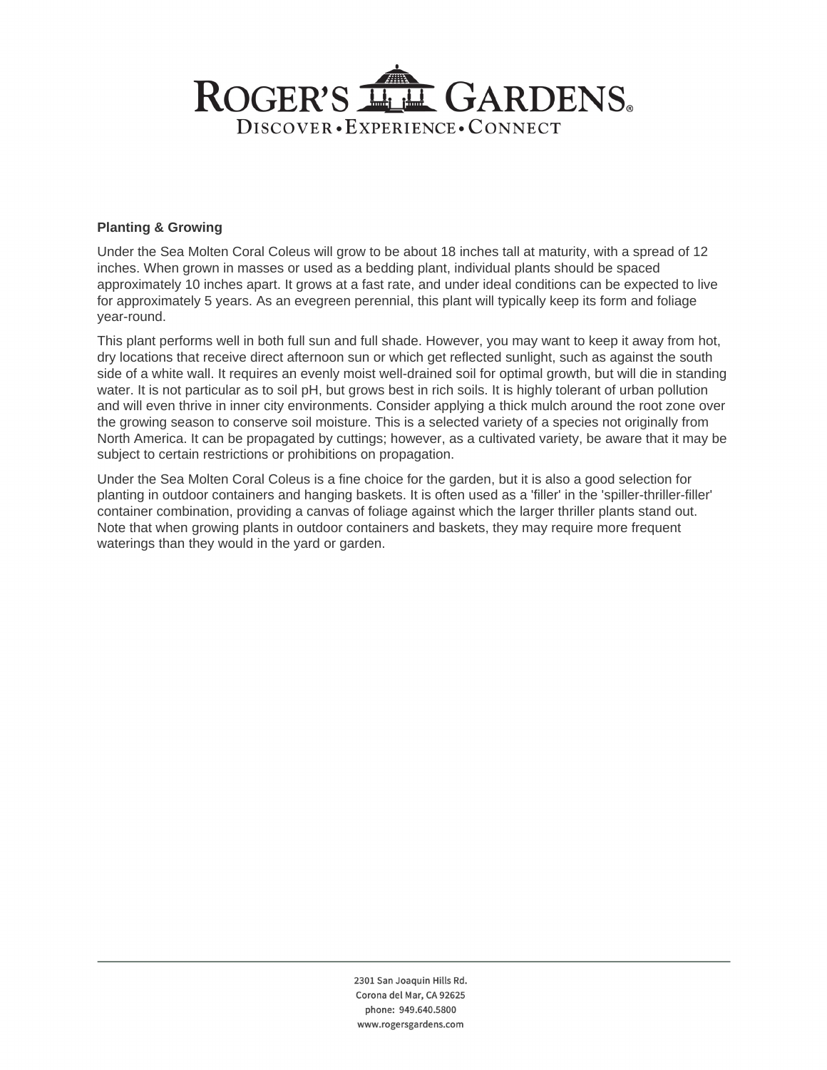**Planting & Growing**

Under the Sea Molten Coral Coleus will grow to be about 18 inches tall at maturity, with a spread of 12 inches. When grown in masses or used as a bedding plant, individual plants should be spaced approximately 10 inches apart. It grows at a fast rate, and under ideal conditions can be expected to live for approximately 5 years. As an evegreen perennial, this plant will typically keep its form and foliage year-round.

This plant performs well in both full sun and full shade. However, you may want to keep it away from hot, dry locations that receive direct afternoon sun or which get reflected sunlight, such as against the south side of a white wall. It requires an evenly moist well-drained soil for optimal growth, but will die in standing water. It is not particular as to soil pH, but grows best in rich soils. It is highly tolerant of urban pollution and will even thrive in inner city environments. Consider applying a thick mulch around the root zone over the growing season to conserve soil moisture. This is a selected variety of a species not originally from North America. It can be propagated by cuttings; however, as a cultivated variety, be aware that it may be subject to certain restrictions or prohibitions on propagation.

Under the Sea Molten Coral Coleus is a fine choice for the garden, but it is also a good selection for planting in outdoor containers and hanging baskets. It is often used as a 'filler' in the 'spiller-thriller-filler' container combination, providing a canvas of foliage against which the larger thriller plants stand out. Note that when growing plants in outdoor containers and baskets, they may require more frequent waterings than they would in the yard or garden.